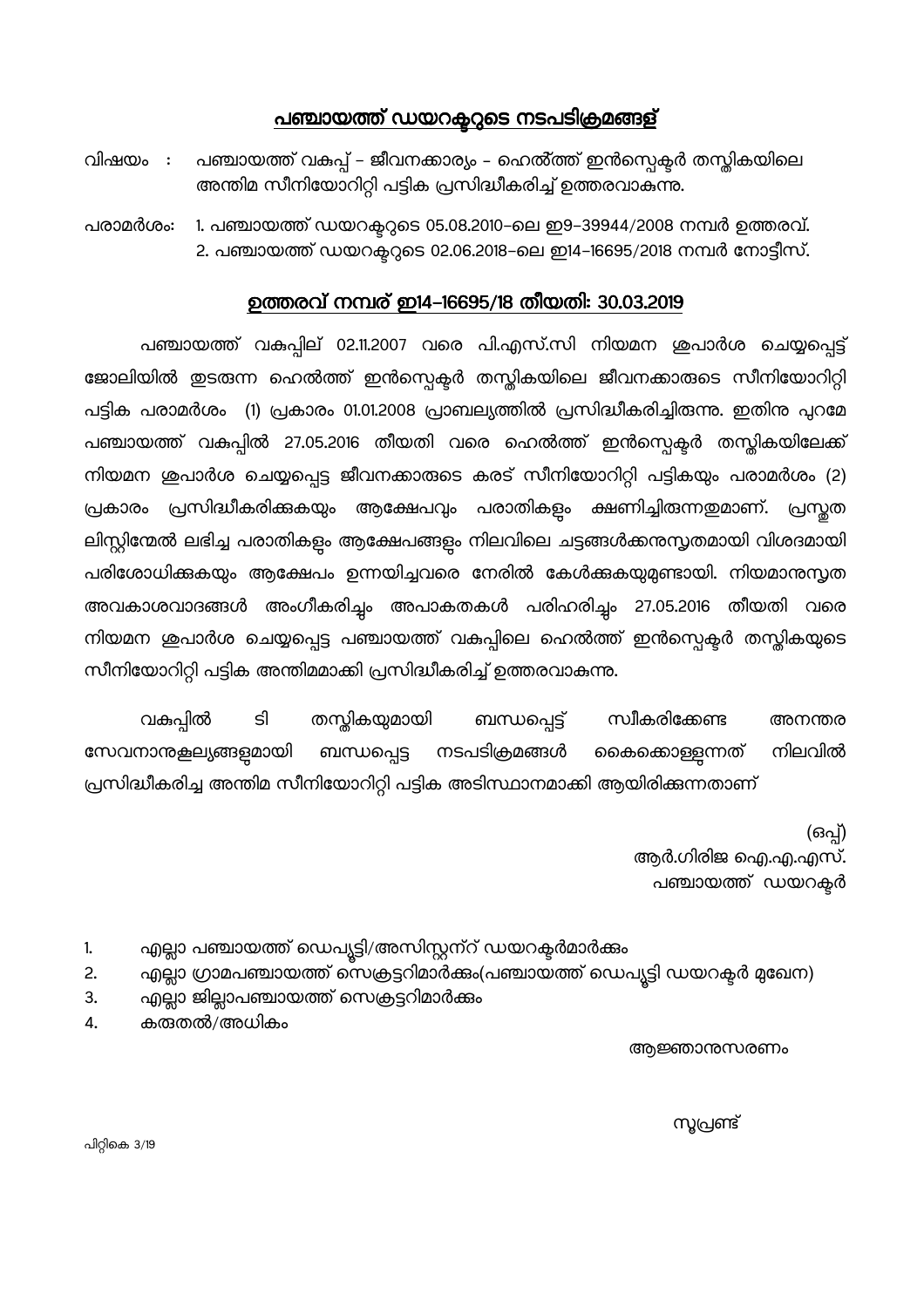## പഞ്ചായത്ത് ഡയറക്ടറുടെ നടപടിക്രമങ്ങള്

വിഷയം : പഞ്ചായത്ത് വകുപ്പ് – ജീവനക്കാര്യം – ഹെൽത്ത് ഇൻസ്പെക്ടർ തസ്തികയിലെ അന്തിമ സീനിയോറിറ്റി പട്ടിക പ്രസിദ്ധീകരിച്ച് ഉത്തരവാകുന്നു.

പരാമർശം: 1. പഞ്ചായത്ത് ഡയറക്ടറുടെ 05.08.2010-ലെ ഇ9-39944/2008 നമ്പർ ഉത്തരവ്.
2. പഞ്ചായത്ത് ഡയറക്ടറുടെ 02.06.2018-ലെ ഇ14-16695/2018 നമ്പർ നോട്ടീസ്.

## ഉത്തരവ് നമ്പര് ഇ14-16695/18 തീയതി: 30.03.2019

പഞ്ചായത്ത് വകുപ്പില് 02.11.2007 വരെ പി.എസ്.സി നിയമന ശുപാർശ ചെയ്യപ്പെട്ട് ജോലിയിൽ തുടരുന്ന ഹെൽത്ത് ഇൻസ്പെക്ടർ തസ്തികയിലെ ജീവനക്കാരുടെ സീനിയോറിറ്റി പട്ടിക പരാമർശം (1) പ്രകാരം 01.01.2008 പ്രാബല്യത്തിൽ പ്രസിദ്ധീകരിച്ചിരുന്നു. ഇതിനു പുറമേ പഞ്ചായത്ത് വകുപ്പിൽ 27.05.2016 തീയതി വരെ ഹെൽത്ത് ഇൻസ്പെക്ടർ തസ്തികയിലേക്ക് നിയമന ശുപാർശ ചെയ്യപ്പെട്ട ജീവനക്കാരുടെ കരട് സീനിയോറിറ്റി പട്ടികയും പരാമർശം (2) പ്രകാരം പ്രസിദ്ധീകരിക്കുകയും ആക്ഷേപവും പരാതികളും ക്ഷണിച്ചിരുന്നതുമാണ്. പ്രസ്തുത ലിസ്റ്റിന്മേൽ ലഭിച്ച പരാതികളും ആക്ഷേപങ്ങളും നിലവിലെ ചട്ടങ്ങൾക്കനുസൃതമായി വിശദമായി പരിശോധിക്കുകയും ആക്ഷേപം ഉന്നയിച്ചവരെ നേരിൽ കേൾക്കുകയുമുണ്ടായി. നിയമാനുസൃത അവകാശവാദങ്ങൾ അംഗീകരിച്ചും അപാകതകൾ പരിഹരിച്ചും 27.05.2016 തീയതി വരെ നിയമന ശുപാർശ ചെയ്യപ്പെട്ട പഞ്ചായത്ത് വകുപ്പിലെ ഹെൽത്ത് ഇൻസ്പെക്ടർ തസ്തികയുടെ സീനിയോറിറ്റി പട്ടിക അന്തിമമാക്കി പ്രസിദ്ധീകരിച്ച് ഉത്തരവാകുന്നു.

വകുപ്പിൽ ടി തസ്തികയുമായി ബന്ധപ്പെട്ട് സ്വീകരിക്കേണ്ട അനന്തര സേവനാനുകൂല്യങ്ങളുമായി ബന്ധപ്പെട്ട നടപടിക്രമങ്ങൾ കൈക്കൊള്ളുന്നത് നിലവിൽ പ്രസിദ്ധീകരിച്ച അന്തിമ സീനിയോറിറ്റി പട്ടിക അടിസ്ഥാനമാക്കി ആയിരിക്കുന്നതാണ്

(ഒപ്പ്)
ആർ.ഗിരിജ ഐ.എ.എസ്.
പഞ്ചായത്ത് ഡയറക്ടർ

1. എല്ലാ പഞ്ചായത്ത് ഡെപ്യൂട്ടി/അസിസ്റ്റന്റ് ഡയറക്ടർമാർക്കും
2. എല്ലാ ഗ്രാമപഞ്ചായത്ത് സെക്രട്ടറിമാർക്കും(പഞ്ചായത്ത് ഡെപ്യൂട്ടി ഡയറക്ടർ മുഖേന)
3. എല്ലാ ജില്ലാപഞ്ചായത്ത് സെക്രട്ടറിമാർക്കും
4. കരുതൽ/അധികം

ആജ്ഞാനുസരണം

സൂപ്രണ്ട്

പിറ്റികെ 3/19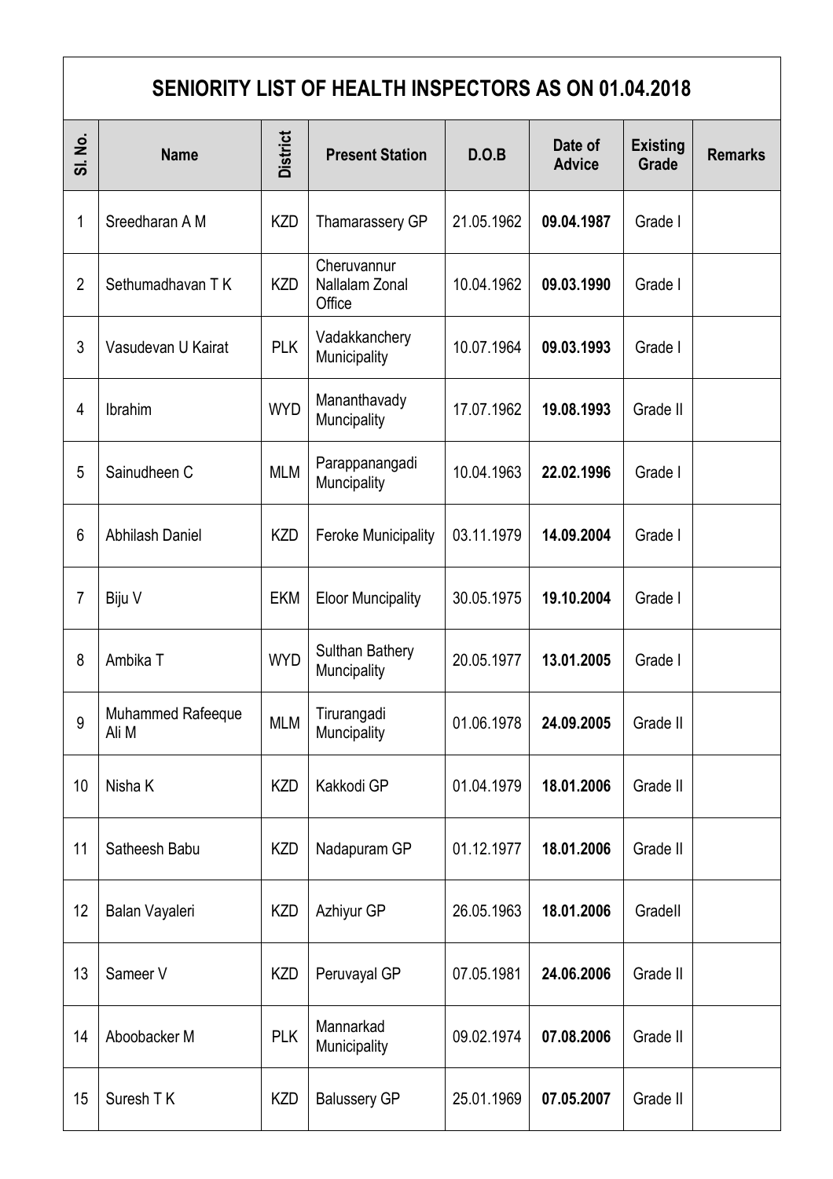# SENIORITY LIST OF HEALTH INSPECTORS AS ON 01.04.2018

| Sl. No. | Name | District | Present Station | D.O.B | Date of Advice | Existing Grade | Remarks |
|---|---|---|---|---|---|---|---|
| 1 | Sreedharan A M | KZD | Thamarassery GP | 21.05.1962 | **09.04.1987** | Grade I | |
| 2 | Sethumadhavan T K | KZD | Cheruvannur Nallalam Zonal Office | 10.04.1962 | **09.03.1990** | Grade I | |
| 3 | Vasudevan U Kairat | PLK | Vadakkanchery Municipality | 10.07.1964 | **09.03.1993** | Grade I | |
| 4 | Ibrahim | WYD | Mananthavady Muncipality | 17.07.1962 | **19.08.1993** | Grade II | |
| 5 | Sainudheen C | MLM | Parappanangadi Muncipality | 10.04.1963 | **22.02.1996** | Grade I | |
| 6 | Abhilash Daniel | KZD | Feroke Municipality | 03.11.1979 | **14.09.2004** | Grade I | |
| 7 | Biju V | EKM | Eloor Muncipality | 30.05.1975 | **19.10.2004** | Grade I | |
| 8 | Ambika T | WYD | Sulthan Bathery Muncipality | 20.05.1977 | **13.01.2005** | Grade I | |
| 9 | Muhammed Rafeeque Ali M | MLM | Tirurangadi Muncipality | 01.06.1978 | **24.09.2005** | Grade II | |
| 10 | Nisha K | KZD | Kakkodi GP | 01.04.1979 | **18.01.2006** | Grade II | |
| 11 | Satheesh Babu | KZD | Nadapuram GP | 01.12.1977 | **18.01.2006** | Grade II | |
| 12 | Balan Vayaleri | KZD | Azhiyur GP | 26.05.1963 | **18.01.2006** | GradeII | |
| 13 | Sameer V | KZD | Peruvayal GP | 07.05.1981 | **24.06.2006** | Grade II | |
| 14 | Aboobacker M | PLK | Mannarkad Municipality | 09.02.1974 | **07.08.2006** | Grade II | |
| 15 | Suresh T K | KZD | Balussery GP | 25.01.1969 | **07.05.2007** | Grade II | |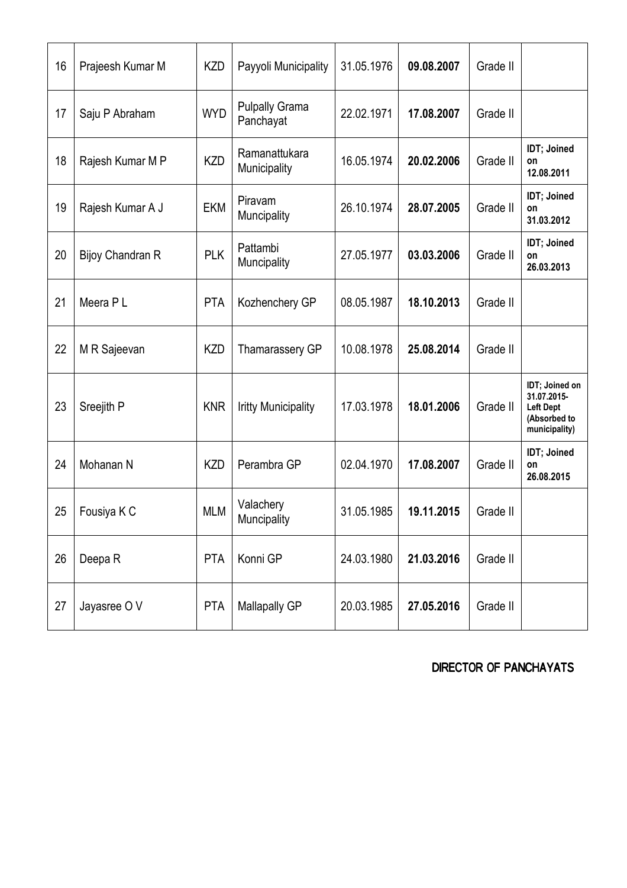| | | | | | | | |
|---|---|---|---|---|---|---|---|
| 16 | Prajeesh Kumar M | KZD | Payyoli Municipality | 31.05.1976 | **09.08.2007** | Grade II | |
| 17 | Saju P Abraham | WYD | Pulpally Grama Panchayat | 22.02.1971 | **17.08.2007** | Grade II | |
| 18 | Rajesh Kumar M P | KZD | Ramanattukara Municipality | 16.05.1974 | **20.02.2006** | Grade II | **IDT; Joined on 12.08.2011** |
| 19 | Rajesh Kumar A J | EKM | Piravam Muncipality | 26.10.1974 | **28.07.2005** | Grade II | **IDT; Joined on 31.03.2012** |
| 20 | Bijoy Chandran R | PLK | Pattambi Muncipality | 27.05.1977 | **03.03.2006** | Grade II | **IDT; Joined on 26.03.2013** |
| 21 | Meera P L | PTA | Kozhenchery GP | 08.05.1987 | **18.10.2013** | Grade II | |
| 22 | M R Sajeevan | KZD | Thamarassery GP | 10.08.1978 | **25.08.2014** | Grade II | |
| 23 | Sreejith P | KNR | Iritty Municipality | 17.03.1978 | **18.01.2006** | Grade II | **IDT; Joined on 31.07.2015- Left Dept (Absorbed to municipality)** |
| 24 | Mohanan N | KZD | Perambra GP | 02.04.1970 | **17.08.2007** | Grade II | **IDT; Joined on 26.08.2015** |
| 25 | Fousiya K C | MLM | Valachery Muncipality | 31.05.1985 | **19.11.2015** | Grade II | |
| 26 | Deepa R | PTA | Konni GP | 24.03.1980 | **21.03.2016** | Grade II | |
| 27 | Jayasree O V | PTA | Mallapally GP | 20.03.1985 | **27.05.2016** | Grade II | |

**DIRECTOR OF PANCHAYATS**